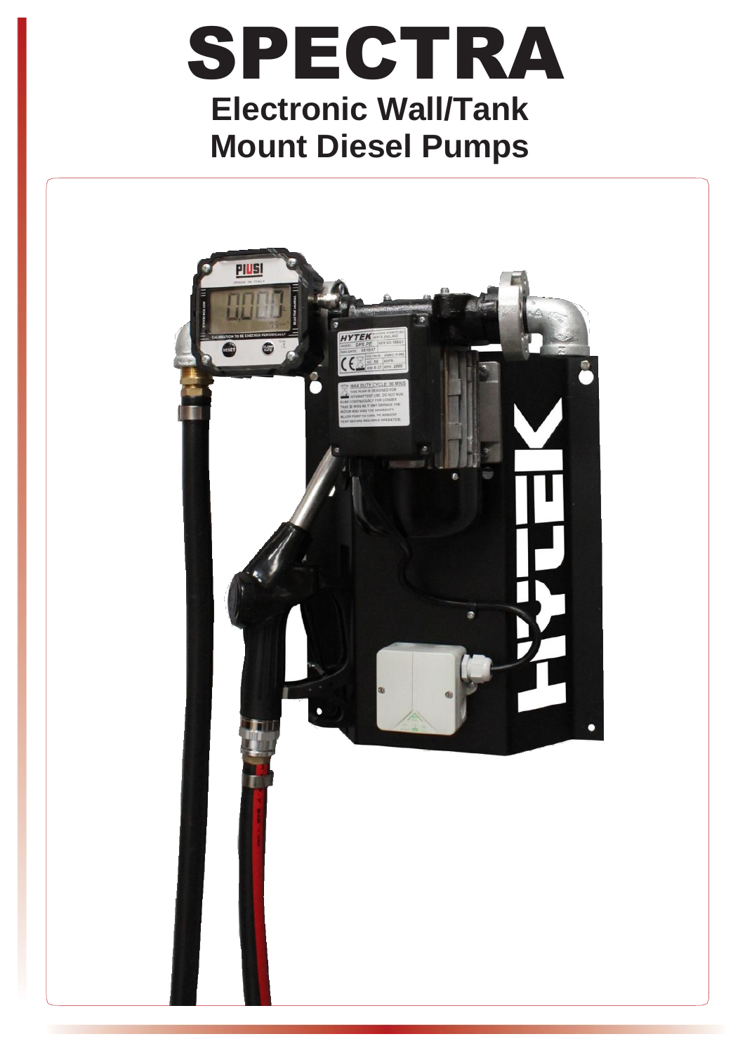# SPECTRA

## Electronic Wall/Tank Mount Diesel Pumps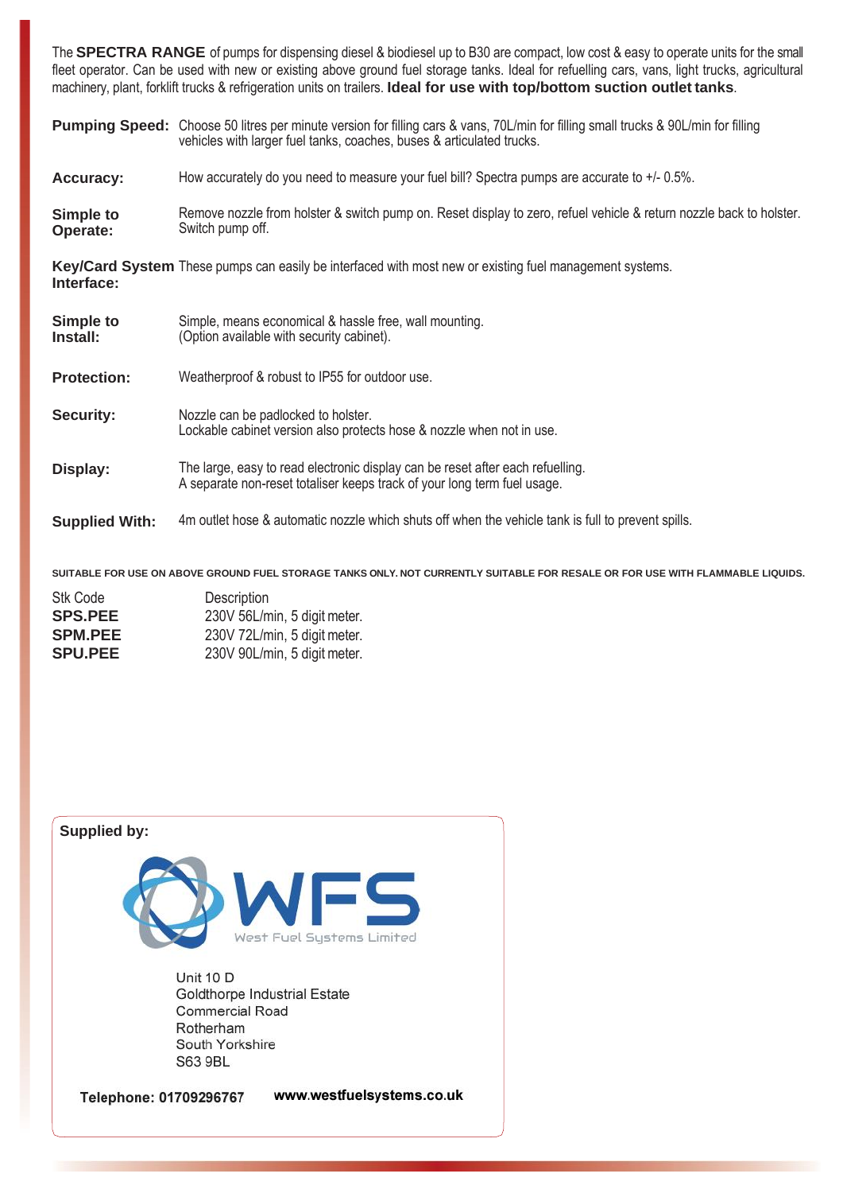The **SPECTRA RANGE** of pumps for dispensing diesel & biodiesel up to B30 are compact, low cost & easy to operate units for the small fleet operator. Can be used with new or existing above ground fuel storage tanks. Ideal for refuelling cars, vans, light trucks, agricultural machinery, plant, forklift trucks & refrigeration units on trailers. **Ideal for use with top/bottom suction outlet tanks**.

| | |
|---|---|
| **Pumping Speed:** | Choose 50 litres per minute version for filling cars & vans, 70L/min for filling small trucks & 90L/min for filling vehicles with larger fuel tanks, coaches, buses & articulated trucks. |
| **Accuracy:** | How accurately do you need to measure your fuel bill? Spectra pumps are accurate to +/- 0.5%. |
| **Simple to Operate:** | Remove nozzle from holster & switch pump on. Reset display to zero, refuel vehicle & return nozzle back to holster. Switch pump off. |
| **Key/Card System Interface:** | These pumps can easily be interfaced with most new or existing fuel management systems. |
| **Simple to Install:** | Simple, means economical & hassle free, wall mounting. (Option available with security cabinet). |
| **Protection:** | Weatherproof & robust to IP55 for outdoor use. |
| **Security:** | Nozzle can be padlocked to holster. Lockable cabinet version also protects hose & nozzle when not in use. |
| **Display:** | The large, easy to read electronic display can be reset after each refuelling. A separate non-reset totaliser keeps track of your long term fuel usage. |
| **Supplied With:** | 4m outlet hose & automatic nozzle which shuts off when the vehicle tank is full to prevent spills. |

**SUITABLE FOR USE ON ABOVE GROUND FUEL STORAGE TANKS ONLY. NOT CURRENTLY SUITABLE FOR RESALE OR FOR USE WITH FLAMMABLE LIQUIDS.**

| Stk Code | Description |
|---|---|
| **SPS.PEE** | 230V 56L/min, 5 digit meter. |
| **SPM.PEE** | 230V 72L/min, 5 digit meter. |
| **SPU.PEE** | 230V 90L/min, 5 digit meter. |

**Supplied by:**

WFS
West Fuel Systems Limited

Unit 10 D
Goldthorpe Industrial Estate
Commercial Road
Rotherham
South Yorkshire
S63 9BL

**Telephone: 01709296767** **www.westfuelsystems.co.uk**